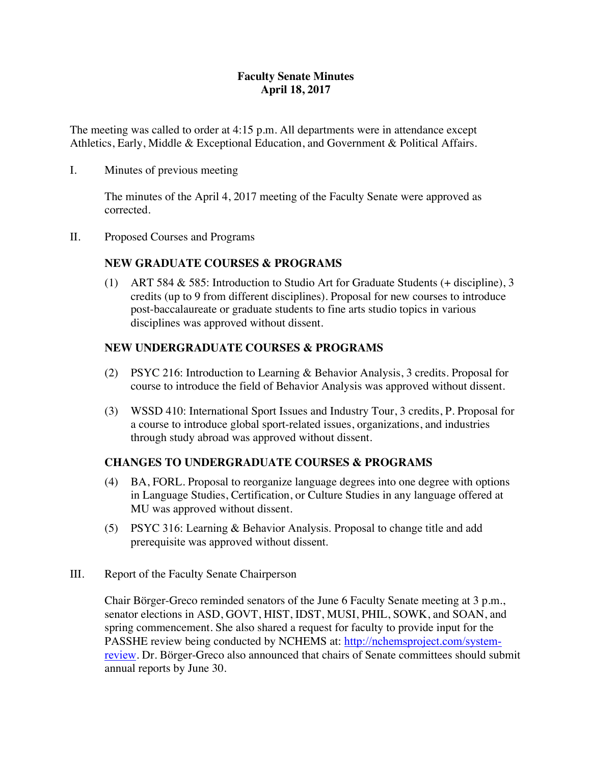# Faculty Senate Minutes
## April 18, 2017

The meeting was called to order at 4:15 p.m. All departments were in attendance except Athletics, Early, Middle & Exceptional Education, and Government & Political Affairs.

I. Minutes of previous meeting

The minutes of the April 4, 2017 meeting of the Faculty Senate were approved as corrected.

II. Proposed Courses and Programs

**NEW GRADUATE COURSES & PROGRAMS**

(1) ART 584 & 585: Introduction to Studio Art for Graduate Students (+ discipline), 3 credits (up to 9 from different disciplines). Proposal for new courses to introduce post-baccalaureate or graduate students to fine arts studio topics in various disciplines was approved without dissent.

**NEW UNDERGRADUATE COURSES & PROGRAMS**

(2) PSYC 216: Introduction to Learning & Behavior Analysis, 3 credits. Proposal for course to introduce the field of Behavior Analysis was approved without dissent.

(3) WSSD 410: International Sport Issues and Industry Tour, 3 credits, P. Proposal for a course to introduce global sport-related issues, organizations, and industries through study abroad was approved without dissent.

**CHANGES TO UNDERGRADUATE COURSES & PROGRAMS**

(4) BA, FORL. Proposal to reorganize language degrees into one degree with options in Language Studies, Certification, or Culture Studies in any language offered at MU was approved without dissent.

(5) PSYC 316: Learning & Behavior Analysis. Proposal to change title and add prerequisite was approved without dissent.

III. Report of the Faculty Senate Chairperson

Chair Börger-Greco reminded senators of the June 6 Faculty Senate meeting at 3 p.m., senator elections in ASD, GOVT, HIST, IDST, MUSI, PHIL, SOWK, and SOAN, and spring commencement. She also shared a request for faculty to provide input for the PASSHE review being conducted by NCHEMS at: [http://nchemsproject.com/system-review](http://nchemsproject.com/system-review). Dr. Börger-Greco also announced that chairs of Senate committees should submit annual reports by June 30.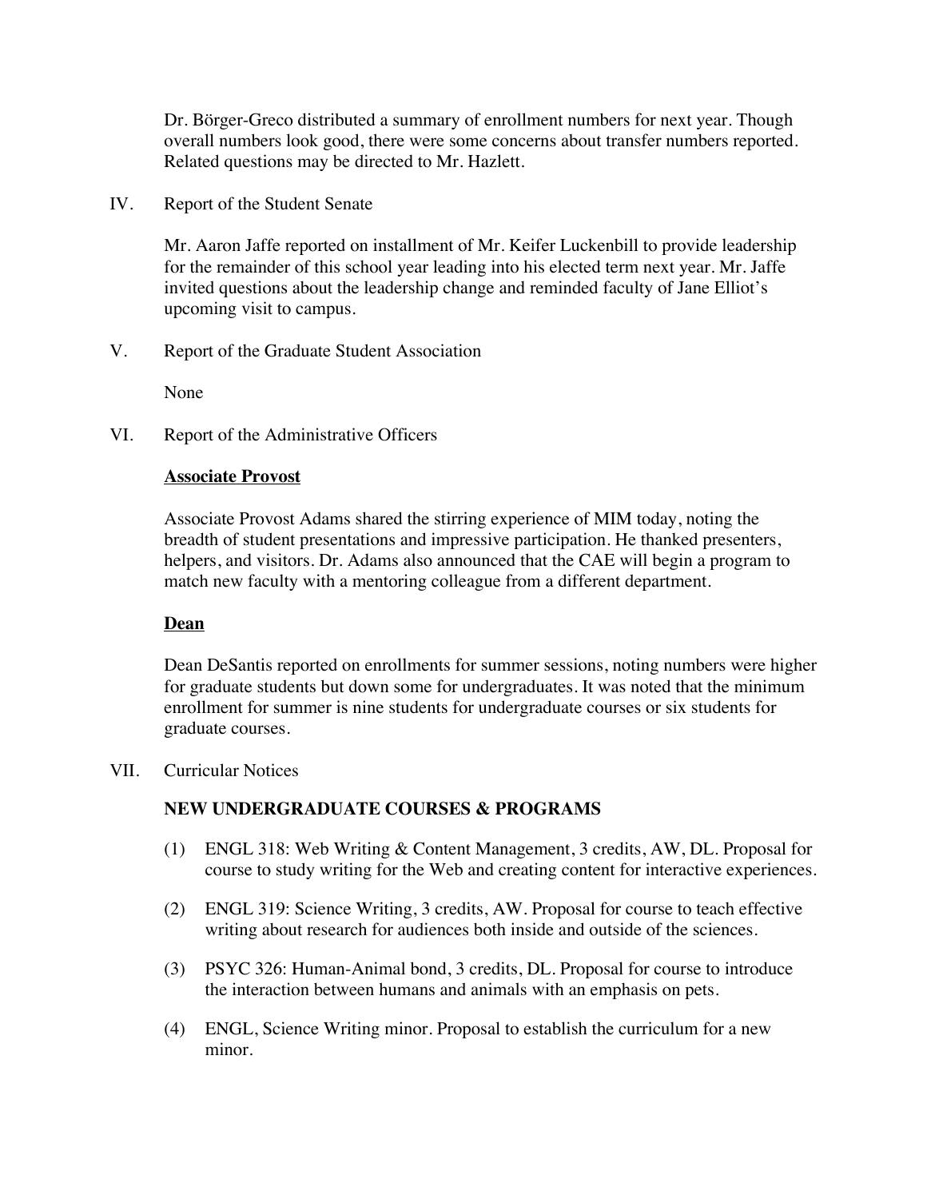Dr. Börger-Greco distributed a summary of enrollment numbers for next year. Though overall numbers look good, there were some concerns about transfer numbers reported. Related questions may be directed to Mr. Hazlett.

IV. Report of the Student Senate

Mr. Aaron Jaffe reported on installment of Mr. Keifer Luckenbill to provide leadership for the remainder of this school year leading into his elected term next year. Mr. Jaffe invited questions about the leadership change and reminded faculty of Jane Elliot's upcoming visit to campus.

V. Report of the Graduate Student Association

None

VI. Report of the Administrative Officers

**Associate Provost**

Associate Provost Adams shared the stirring experience of MIM today, noting the breadth of student presentations and impressive participation. He thanked presenters, helpers, and visitors. Dr. Adams also announced that the CAE will begin a program to match new faculty with a mentoring colleague from a different department.

**Dean**

Dean DeSantis reported on enrollments for summer sessions, noting numbers were higher for graduate students but down some for undergraduates. It was noted that the minimum enrollment for summer is nine students for undergraduate courses or six students for graduate courses.

VII. Curricular Notices

**NEW UNDERGRADUATE COURSES & PROGRAMS**

(1) ENGL 318: Web Writing & Content Management, 3 credits, AW, DL. Proposal for course to study writing for the Web and creating content for interactive experiences.

(2) ENGL 319: Science Writing, 3 credits, AW. Proposal for course to teach effective writing about research for audiences both inside and outside of the sciences.

(3) PSYC 326: Human-Animal bond, 3 credits, DL. Proposal for course to introduce the interaction between humans and animals with an emphasis on pets.

(4) ENGL, Science Writing minor. Proposal to establish the curriculum for a new minor.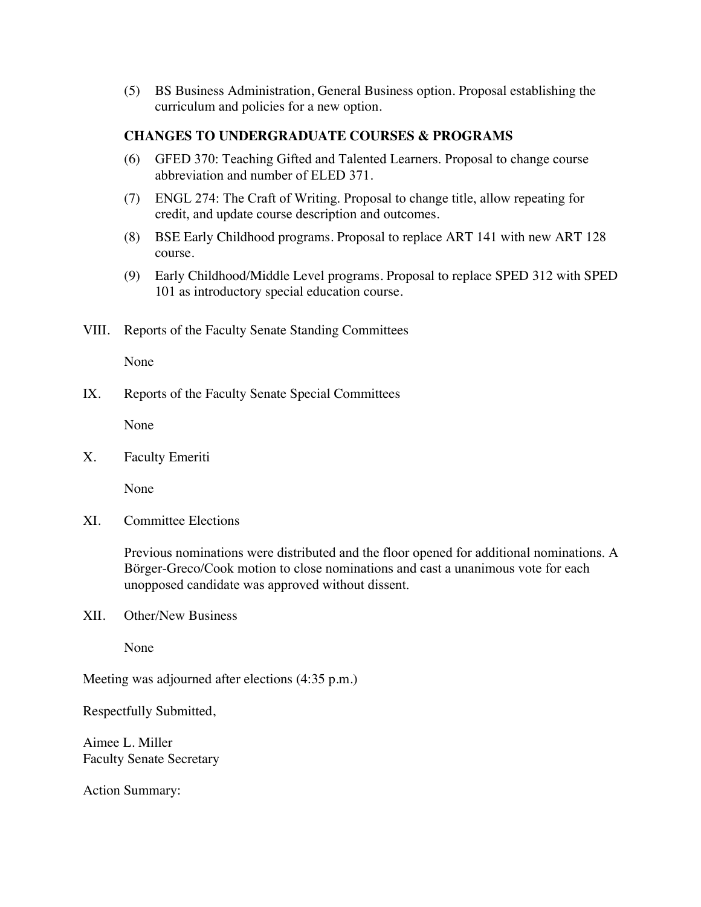(5) BS Business Administration, General Business option. Proposal establishing the curriculum and policies for a new option.

**CHANGES TO UNDERGRADUATE COURSES & PROGRAMS**

(6) GFED 370: Teaching Gifted and Talented Learners. Proposal to change course abbreviation and number of ELED 371.

(7) ENGL 274: The Craft of Writing. Proposal to change title, allow repeating for credit, and update course description and outcomes.

(8) BSE Early Childhood programs. Proposal to replace ART 141 with new ART 128 course.

(9) Early Childhood/Middle Level programs. Proposal to replace SPED 312 with SPED 101 as introductory special education course.

VIII. Reports of the Faculty Senate Standing Committees

None

IX. Reports of the Faculty Senate Special Committees

None

X. Faculty Emeriti

None

XI. Committee Elections

Previous nominations were distributed and the floor opened for additional nominations. A Börger-Greco/Cook motion to close nominations and cast a unanimous vote for each unopposed candidate was approved without dissent.

XII. Other/New Business

None

Meeting was adjourned after elections (4:35 p.m.)

Respectfully Submitted,

Aimee L. Miller
Faculty Senate Secretary

Action Summary: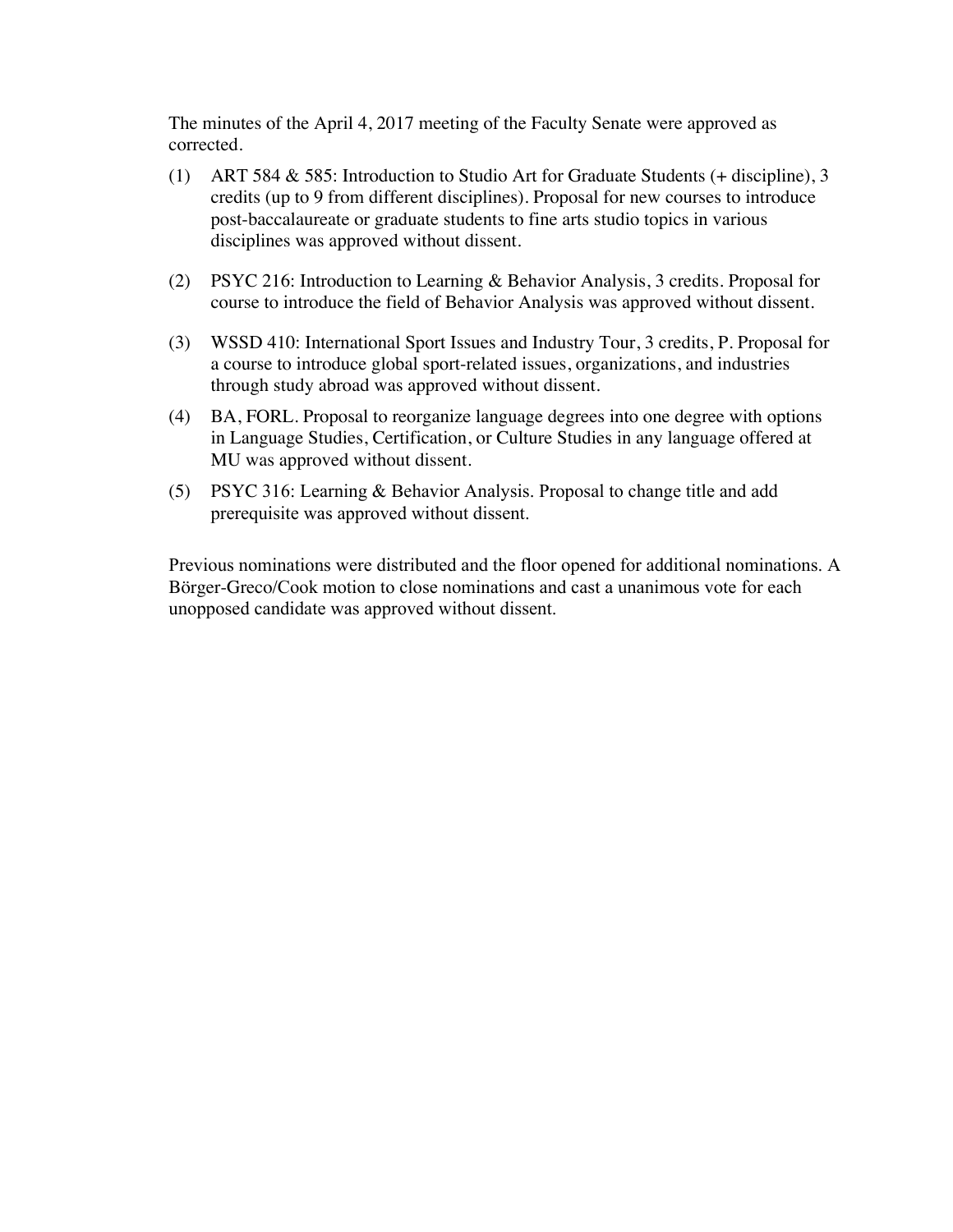The minutes of the April 4, 2017 meeting of the Faculty Senate were approved as corrected.

(1) ART 584 & 585: Introduction to Studio Art for Graduate Students (+ discipline), 3 credits (up to 9 from different disciplines). Proposal for new courses to introduce post-baccalaureate or graduate students to fine arts studio topics in various disciplines was approved without dissent.

(2) PSYC 216: Introduction to Learning & Behavior Analysis, 3 credits. Proposal for course to introduce the field of Behavior Analysis was approved without dissent.

(3) WSSD 410: International Sport Issues and Industry Tour, 3 credits, P. Proposal for a course to introduce global sport-related issues, organizations, and industries through study abroad was approved without dissent.

(4) BA, FORL. Proposal to reorganize language degrees into one degree with options in Language Studies, Certification, or Culture Studies in any language offered at MU was approved without dissent.

(5) PSYC 316: Learning & Behavior Analysis. Proposal to change title and add prerequisite was approved without dissent.

Previous nominations were distributed and the floor opened for additional nominations. A Börger-Greco/Cook motion to close nominations and cast a unanimous vote for each unopposed candidate was approved without dissent.